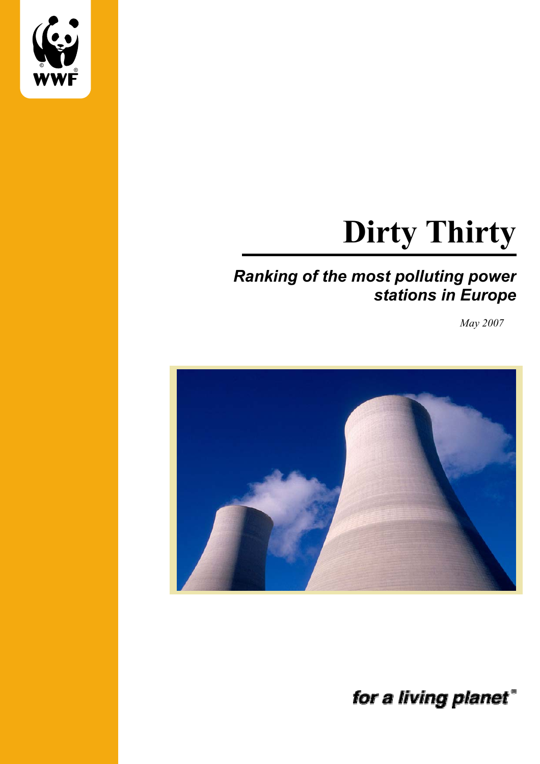WWF

# Dirty Thirty

***Ranking of the most polluting power stations in Europe***

*May 2007*

*for a living planet*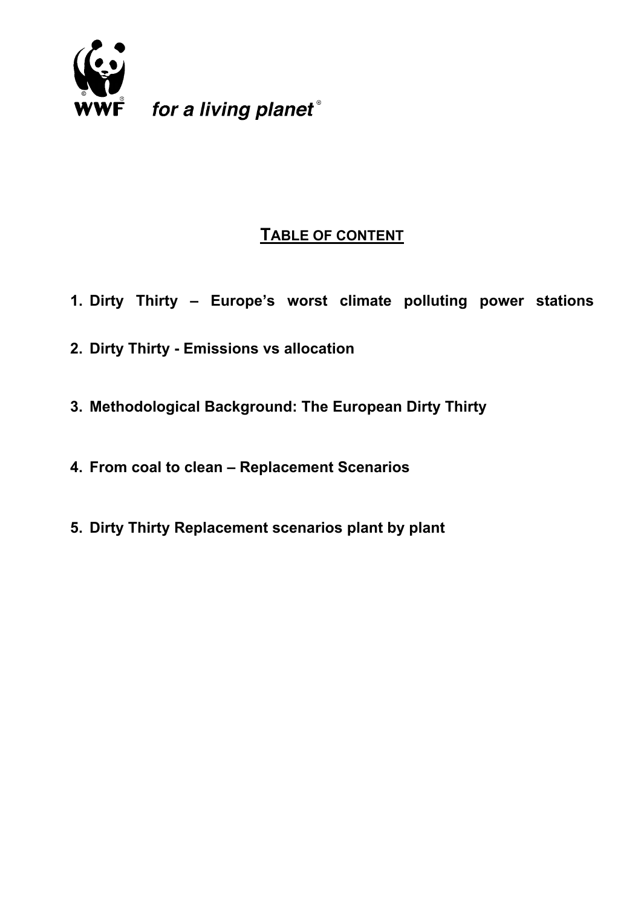WWF *for a living planet*®

## TABLE OF CONTENT

1. **Dirty Thirty – Europe's worst climate polluting power stations**
2. **Dirty Thirty - Emissions vs allocation**
3. **Methodological Background: The European Dirty Thirty**
4. **From coal to clean – Replacement Scenarios**
5. **Dirty Thirty Replacement scenarios plant by plant**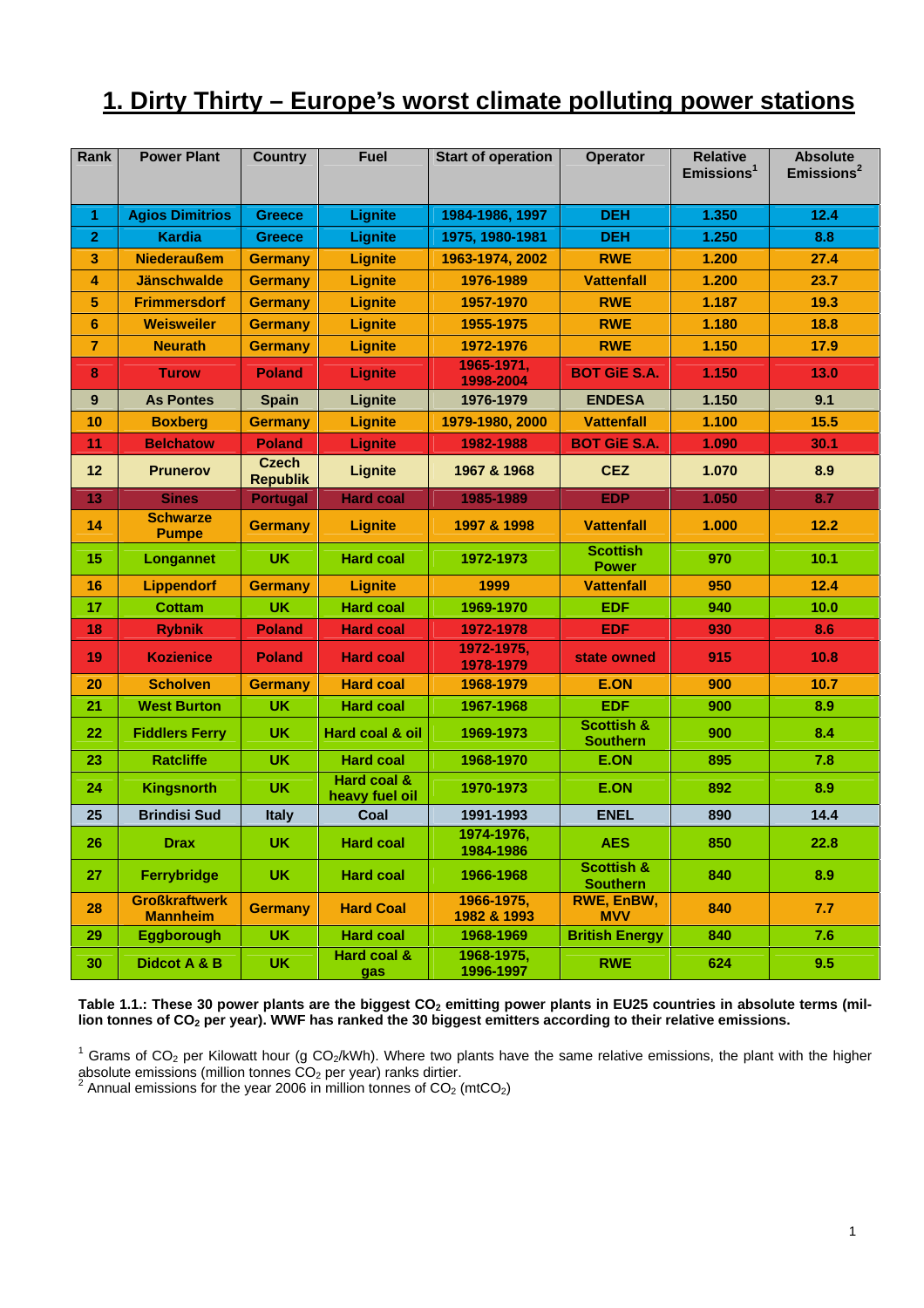# 1. Dirty Thirty – Europe's worst climate polluting power stations

| Rank | Power Plant | Country | Fuel | Start of operation | Operator | Relative Emissions[1] | Absolute Emissions[2] |
|---|---|---|---|---|---|---|---|
| 1 | Agios Dimitrios | Greece | Lignite | 1984-1986, 1997 | DEH | 1.350 | 12.4 |
| 2 | Kardia | Greece | Lignite | 1975, 1980-1981 | DEH | 1.250 | 8.8 |
| 3 | Niederaußem | Germany | Lignite | 1963-1974, 2002 | RWE | 1.200 | 27.4 |
| 4 | Jänschwalde | Germany | Lignite | 1976-1989 | Vattenfall | 1.200 | 23.7 |
| 5 | Frimmersdorf | Germany | Lignite | 1957-1970 | RWE | 1.187 | 19.3 |
| 6 | Weisweiler | Germany | Lignite | 1955-1975 | RWE | 1.180 | 18.8 |
| 7 | Neurath | Germany | Lignite | 1972-1976 | RWE | 1.150 | 17.9 |
| 8 | Turow | Poland | Lignite | 1965-1971, 1998-2004 | BOT GiE S.A. | 1.150 | 13.0 |
| 9 | As Pontes | Spain | Lignite | 1976-1979 | ENDESA | 1.150 | 9.1 |
| 10 | Boxberg | Germany | Lignite | 1979-1980, 2000 | Vattenfall | 1.100 | 15.5 |
| 11 | Belchatow | Poland | Lignite | 1982-1988 | BOT GiE S.A. | 1.090 | 30.1 |
| 12 | Prunerov | Czech Republik | Lignite | 1967 & 1968 | CEZ | 1.070 | 8.9 |
| 13 | Sines | Portugal | Hard coal | 1985-1989 | EDP | 1.050 | 8.7 |
| 14 | Schwarze Pumpe | Germany | Lignite | 1997 & 1998 | Vattenfall | 1.000 | 12.2 |
| 15 | Longannet | UK | Hard coal | 1972-1973 | Scottish Power | 970 | 10.1 |
| 16 | Lippendorf | Germany | Lignite | 1999 | Vattenfall | 950 | 12.4 |
| 17 | Cottam | UK | Hard coal | 1969-1970 | EDF | 940 | 10.0 |
| 18 | Rybnik | Poland | Hard coal | 1972-1978 | EDF | 930 | 8.6 |
| 19 | Kozienice | Poland | Hard coal | 1972-1975, 1978-1979 | state owned | 915 | 10.8 |
| 20 | Scholven | Germany | Hard coal | 1968-1979 | E.ON | 900 | 10.7 |
| 21 | West Burton | UK | Hard coal | 1967-1968 | EDF | 900 | 8.9 |
| 22 | Fiddlers Ferry | UK | Hard coal & oil | 1969-1973 | Scottish & Southern | 900 | 8.4 |
| 23 | Ratcliffe | UK | Hard coal | 1968-1970 | E.ON | 895 | 7.8 |
| 24 | Kingsnorth | UK | Hard coal & heavy fuel oil | 1970-1973 | E.ON | 892 | 8.9 |
| 25 | Brindisi Sud | Italy | Coal | 1991-1993 | ENEL | 890 | 14.4 |
| 26 | Drax | UK | Hard coal | 1974-1976, 1984-1986 | AES | 850 | 22.8 |
| 27 | Ferrybridge | UK | Hard coal | 1966-1968 | Scottish & Southern | 840 | 8.9 |
| 28 | Großkraftwerk Mannheim | Germany | Hard Coal | 1966-1975, 1982 & 1993 | RWE, EnBW, MVV | 840 | 7.7 |
| 29 | Eggborough | UK | Hard coal | 1968-1969 | British Energy | 840 | 7.6 |
| 30 | Didcot A & B | UK | Hard coal & gas | 1968-1975, 1996-1997 | RWE | 624 | 9.5 |

**Table 1.1.: These 30 power plants are the biggest $CO_2$ emitting power plants in EU25 countries in absolute terms (million tonnes of $CO_2$ per year). WWF has ranked the 30 biggest emitters according to their relative emissions.**

[1] Grams of $CO_2$ per Kilowatt hour (g $CO_2$/kWh). Where two plants have the same relative emissions, the plant with the higher absolute emissions (million tonnes $CO_2$ per year) ranks dirtier.
[2] Annual emissions for the year 2006 in million tonnes of $CO_2$ (mt$CO_2$)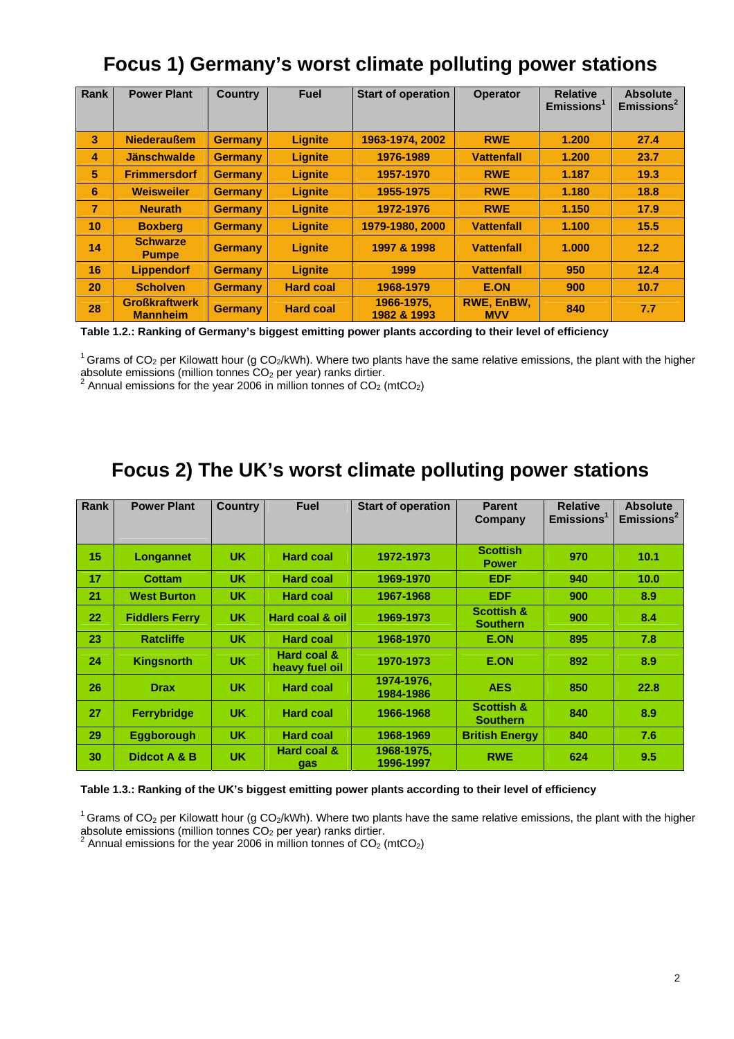# Focus 1) Germany's worst climate polluting power stations

| Rank | Power Plant | Country | Fuel | Start of operation | Operator | Relative Emissions[1] | Absolute Emissions[2] |
|---|---|---|---|---|---|---|---|
| 3 | Niederaußem | Germany | Lignite | 1963-1974, 2002 | RWE | 1.200 | 27.4 |
| 4 | Jänschwalde | Germany | Lignite | 1976-1989 | Vattenfall | 1.200 | 23.7 |
| 5 | Frimmersdorf | Germany | Lignite | 1957-1970 | RWE | 1.187 | 19.3 |
| 6 | Weisweiler | Germany | Lignite | 1955-1975 | RWE | 1.180 | 18.8 |
| 7 | Neurath | Germany | Lignite | 1972-1976 | RWE | 1.150 | 17.9 |
| 10 | Boxberg | Germany | Lignite | 1979-1980, 2000 | Vattenfall | 1.100 | 15.5 |
| 14 | Schwarze Pumpe | Germany | Lignite | 1997 & 1998 | Vattenfall | 1.000 | 12.2 |
| 16 | Lippendorf | Germany | Lignite | 1999 | Vattenfall | 950 | 12.4 |
| 20 | Scholven | Germany | Hard coal | 1968-1979 | E.ON | 900 | 10.7 |
| 28 | Großkraftwerk Mannheim | Germany | Hard coal | 1966-1975, 1982 & 1993 | RWE, EnBW, MVV | 840 | 7.7 |

**Table 1.2.: Ranking of Germany's biggest emitting power plants according to their level of efficiency**

[1] Grams of $CO_2$ per Kilowatt hour (g $CO_2$/kWh). Where two plants have the same relative emissions, the plant with the higher absolute emissions (million tonnes $CO_2$ per year) ranks dirtier.
[2] Annual emissions for the year 2006 in million tonnes of $CO_2$ (mt$CO_2$)

# Focus 2) The UK's worst climate polluting power stations

| Rank | Power Plant | Country | Fuel | Start of operation | Parent Company | Relative Emissions[1] | Absolute Emissions[2] |
|---|---|---|---|---|---|---|---|
| 15 | Longannet | UK | Hard coal | 1972-1973 | Scottish Power | 970 | 10.1 |
| 17 | Cottam | UK | Hard coal | 1969-1970 | EDF | 940 | 10.0 |
| 21 | West Burton | UK | Hard coal | 1967-1968 | EDF | 900 | 8.9 |
| 22 | Fiddlers Ferry | UK | Hard coal & oil | 1969-1973 | Scottish & Southern | 900 | 8.4 |
| 23 | Ratcliffe | UK | Hard coal | 1968-1970 | E.ON | 895 | 7.8 |
| 24 | Kingsnorth | UK | Hard coal & heavy fuel oil | 1970-1973 | E.ON | 892 | 8.9 |
| 26 | Drax | UK | Hard coal | 1974-1976, 1984-1986 | AES | 850 | 22.8 |
| 27 | Ferrybridge | UK | Hard coal | 1966-1968 | Scottish & Southern | 840 | 8.9 |
| 29 | Eggborough | UK | Hard coal | 1968-1969 | British Energy | 840 | 7.6 |
| 30 | Didcot A & B | UK | Hard coal & gas | 1968-1975, 1996-1997 | RWE | 624 | 9.5 |

**Table 1.3.: Ranking of the UK's biggest emitting power plants according to their level of efficiency**

[1] Grams of $CO_2$ per Kilowatt hour (g $CO_2$/kWh). Where two plants have the same relative emissions, the plant with the higher absolute emissions (million tonnes $CO_2$ per year) ranks dirtier.
[2] Annual emissions for the year 2006 in million tonnes of $CO_2$ (mt$CO_2$)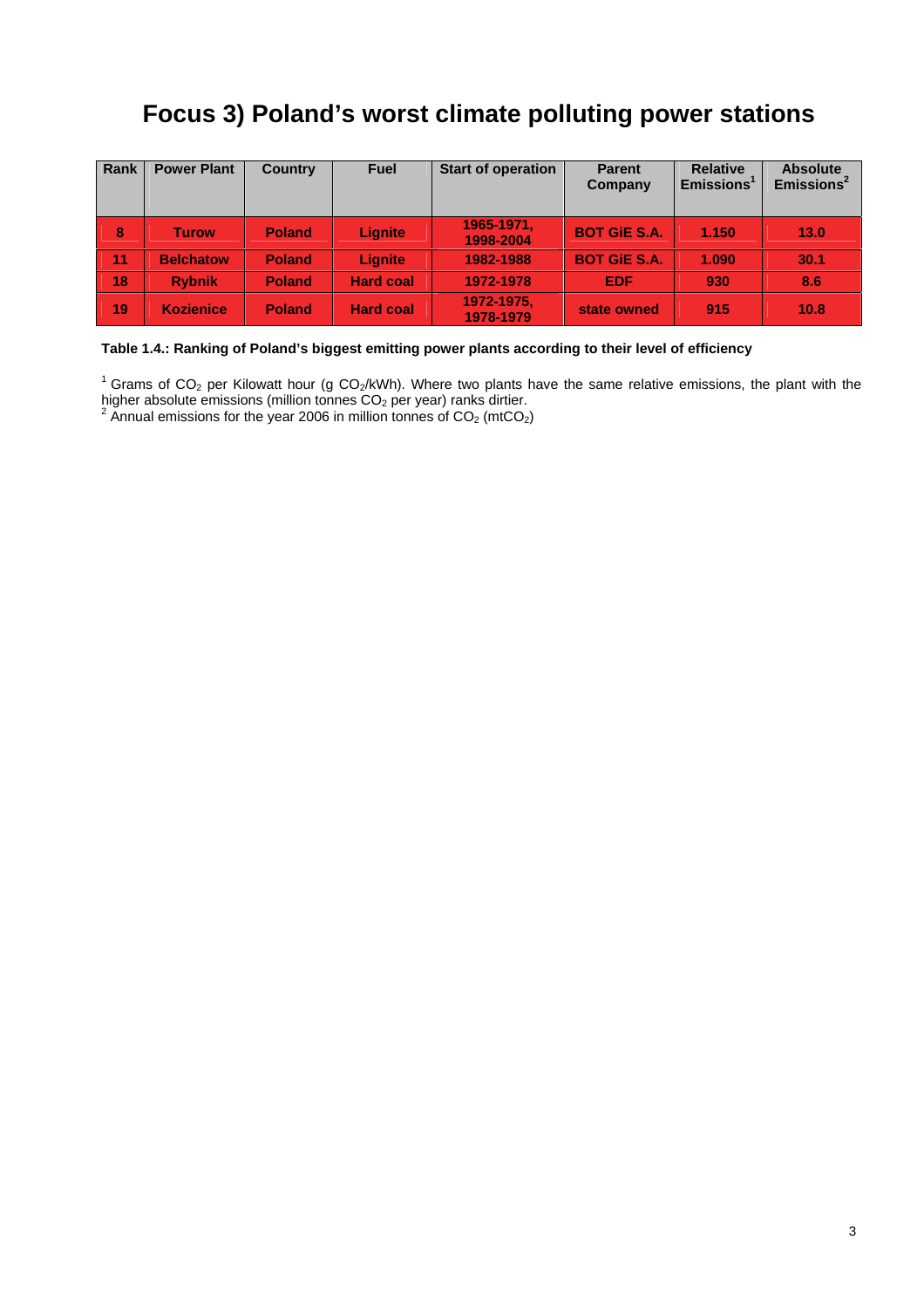# Focus 3) Poland's worst climate polluting power stations

| Rank | Power Plant | Country | Fuel | Start of operation | Parent Company | Relative Emissions[1] | Absolute Emissions[2] |
|---|---|---|---|---|---|---|---|
| 8 | Turow | Poland | Lignite | 1965-1971, 1998-2004 | BOT GiE S.A. | 1.150 | 13.0 |
| 11 | Belchatow | Poland | Lignite | 1982-1988 | BOT GiE S.A. | 1.090 | 30.1 |
| 18 | Rybnik | Poland | Hard coal | 1972-1978 | EDF | 930 | 8.6 |
| 19 | Kozienice | Poland | Hard coal | 1972-1975, 1978-1979 | state owned | 915 | 10.8 |

**Table 1.4.: Ranking of Poland's biggest emitting power plants according to their level of efficiency**

[1] Grams of $CO_2$ per Kilowatt hour (g $CO_2$/kWh). Where two plants have the same relative emissions, the plant with the higher absolute emissions (million tonnes $CO_2$ per year) ranks dirtier.
[2] Annual emissions for the year 2006 in million tonnes of $CO_2$ (mt$CO_2$)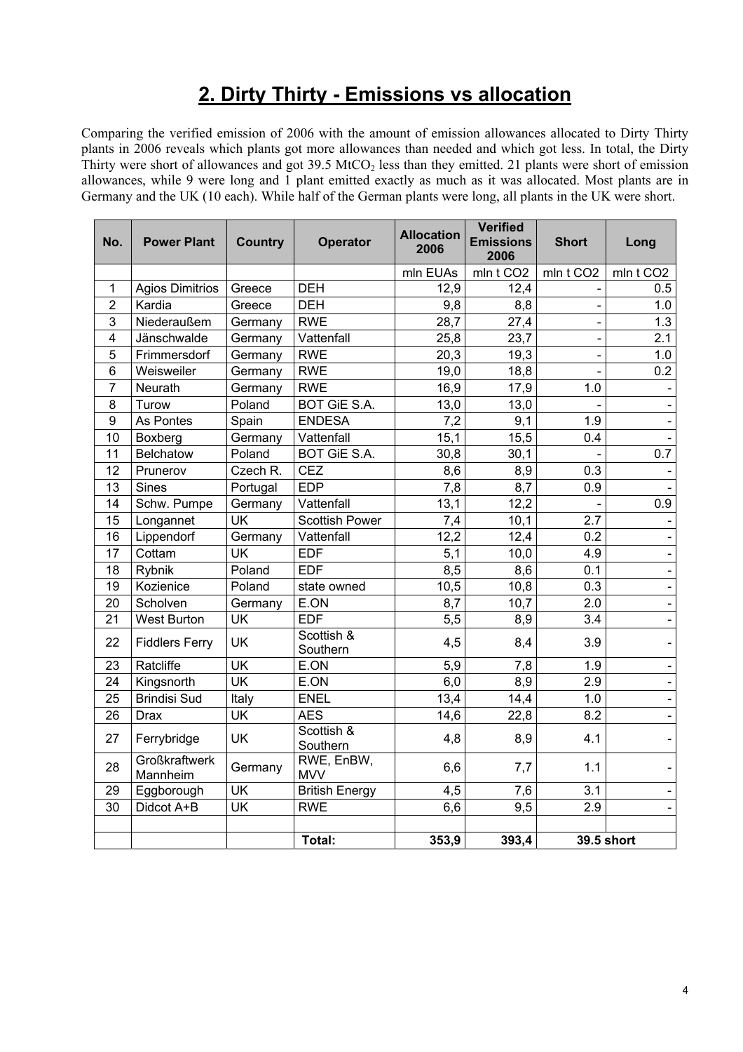## 2. Dirty Thirty - Emissions vs allocation

Comparing the verified emission of 2006 with the amount of emission allowances allocated to Dirty Thirty plants in 2006 reveals which plants got more allowances than needed and which got less. In total, the Dirty Thirty were short of allowances and got 39.5 $MtCO_2$ less than they emitted. 21 plants were short of emission allowances, while 9 were long and 1 plant emitted exactly as much as it was allocated. Most plants are in Germany and the UK (10 each). While half of the German plants were long, all plants in the UK were short.

| No. | Power Plant | Country | Operator | Allocation 2006 | Verified Emissions 2006 | Short | Long |
|---|---|---|---|---|---|---|---|
| | | | | mln EUAs | mln t CO2 | mln t CO2 | mln t CO2 |
| 1 | Agios Dimitrios | Greece | DEH | 12,9 | 12,4 | - | 0.5 |
| 2 | Kardia | Greece | DEH | 9,8 | 8,8 | - | 1.0 |
| 3 | Niederaußem | Germany | RWE | 28,7 | 27,4 | - | 1.3 |
| 4 | Jänschwalde | Germany | Vattenfall | 25,8 | 23,7 | - | 2.1 |
| 5 | Frimmersdorf | Germany | RWE | 20,3 | 19,3 | - | 1.0 |
| 6 | Weisweiler | Germany | RWE | 19,0 | 18,8 | - | 0.2 |
| 7 | Neurath | Germany | RWE | 16,9 | 17,9 | 1.0 | - |
| 8 | Turow | Poland | BOT GiE S.A. | 13,0 | 13,0 | - | - |
| 9 | As Pontes | Spain | ENDESA | 7,2 | 9,1 | 1.9 | - |
| 10 | Boxberg | Germany | Vattenfall | 15,1 | 15,5 | 0.4 | - |
| 11 | Belchatow | Poland | BOT GiE S.A. | 30,8 | 30,1 | - | 0.7 |
| 12 | Prunerov | Czech R. | CEZ | 8,6 | 8,9 | 0.3 | - |
| 13 | Sines | Portugal | EDP | 7,8 | 8,7 | 0.9 | - |
| 14 | Schw. Pumpe | Germany | Vattenfall | 13,1 | 12,2 | - | 0.9 |
| 15 | Longannet | UK | Scottish Power | 7,4 | 10,1 | 2.7 | - |
| 16 | Lippendorf | Germany | Vattenfall | 12,2 | 12,4 | 0.2 | - |
| 17 | Cottam | UK | EDF | 5,1 | 10,0 | 4.9 | - |
| 18 | Rybnik | Poland | EDF | 8,5 | 8,6 | 0.1 | - |
| 19 | Kozienice | Poland | state owned | 10,5 | 10,8 | 0.3 | - |
| 20 | Scholven | Germany | E.ON | 8,7 | 10,7 | 2.0 | - |
| 21 | West Burton | UK | EDF | 5,5 | 8,9 | 3.4 | - |
| 22 | Fiddlers Ferry | UK | Scottish & Southern | 4,5 | 8,4 | 3.9 | - |
| 23 | Ratcliffe | UK | E.ON | 5,9 | 7,8 | 1.9 | - |
| 24 | Kingsnorth | UK | E.ON | 6,0 | 8,9 | 2.9 | - |
| 25 | Brindisi Sud | Italy | ENEL | 13,4 | 14,4 | 1.0 | - |
| 26 | Drax | UK | AES | 14,6 | 22,8 | 8.2 | - |
| 27 | Ferrybridge | UK | Scottish & Southern | 4,8 | 8,9 | 4.1 | - |
| 28 | Großkraftwerk Mannheim | Germany | RWE, EnBW, MVV | 6,6 | 7,7 | 1.1 | - |
| 29 | Eggborough | UK | British Energy | 4,5 | 7,6 | 3.1 | - |
| 30 | Didcot A+B | UK | RWE | 6,6 | 9,5 | 2.9 | - |
| | | | | | | | |
| | | | **Total:** | **353,9** | **393,4** | **39.5 short** | |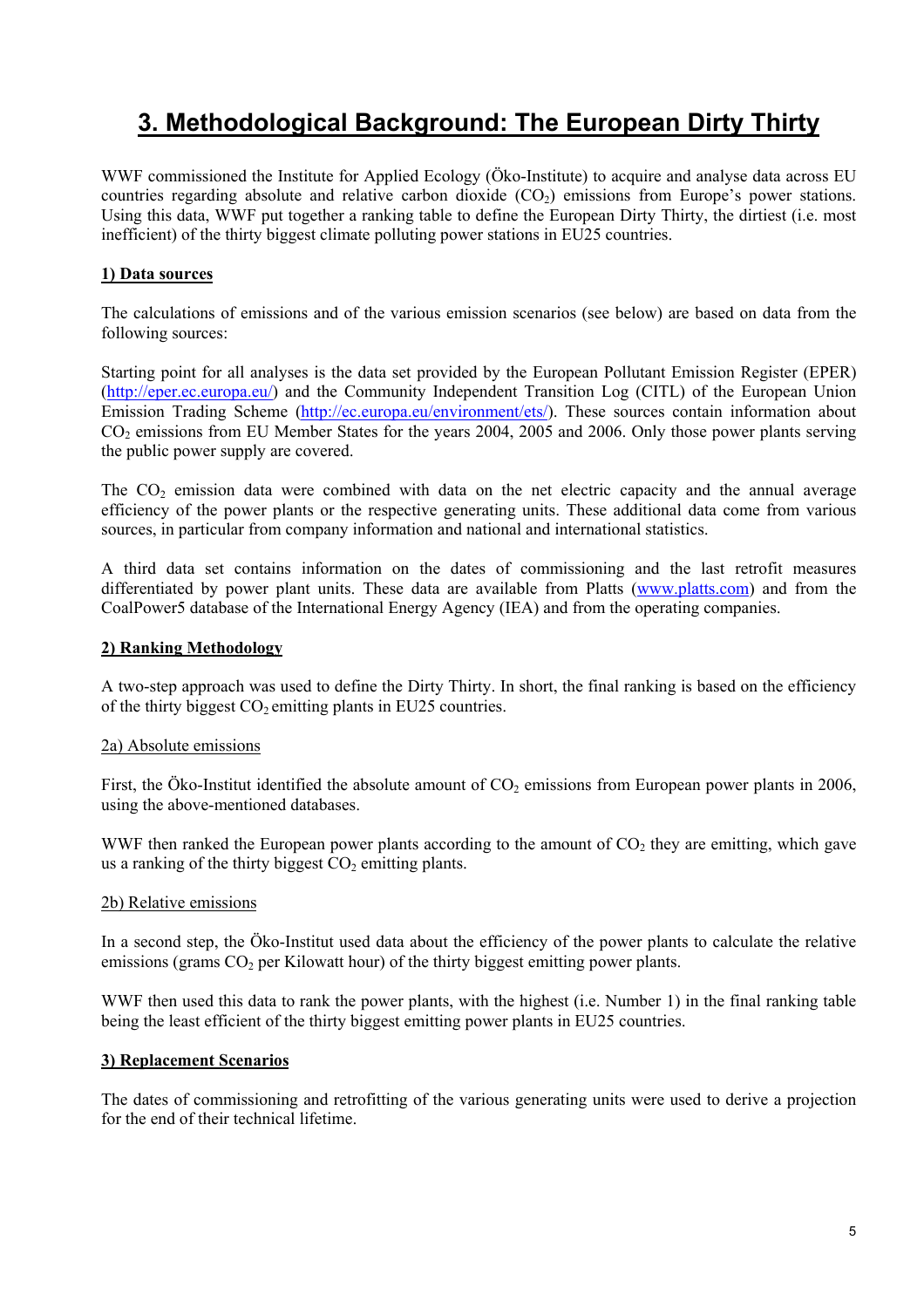# 3. Methodological Background: The European Dirty Thirty

WWF commissioned the Institute for Applied Ecology (Öko-Institute) to acquire and analyse data across EU countries regarding absolute and relative carbon dioxide ($CO_2$) emissions from Europe's power stations. Using this data, WWF put together a ranking table to define the European Dirty Thirty, the dirtiest (i.e. most inefficient) of the thirty biggest climate polluting power stations in EU25 countries.

## 1) Data sources

The calculations of emissions and of the various emission scenarios (see below) are based on data from the following sources:

Starting point for all analyses is the data set provided by the European Pollutant Emission Register (EPER) (http://eper.ec.europa.eu/) and the Community Independent Transition Log (CITL) of the European Union Emission Trading Scheme (http://ec.europa.eu/environment/ets/). These sources contain information about $CO_2$ emissions from EU Member States for the years 2004, 2005 and 2006. Only those power plants serving the public power supply are covered.

The $CO_2$ emission data were combined with data on the net electric capacity and the annual average efficiency of the power plants or the respective generating units. These additional data come from various sources, in particular from company information and national and international statistics.

A third data set contains information on the dates of commissioning and the last retrofit measures differentiated by power plant units. These data are available from Platts (www.platts.com) and from the CoalPower5 database of the International Energy Agency (IEA) and from the operating companies.

## 2) Ranking Methodology

A two-step approach was used to define the Dirty Thirty. In short, the final ranking is based on the efficiency of the thirty biggest $CO_2$ emitting plants in EU25 countries.

### 2a) Absolute emissions

First, the Öko-Institut identified the absolute amount of $CO_2$ emissions from European power plants in 2006, using the above-mentioned databases.

WWF then ranked the European power plants according to the amount of $CO_2$ they are emitting, which gave us a ranking of the thirty biggest $CO_2$ emitting plants.

### 2b) Relative emissions

In a second step, the Öko-Institut used data about the efficiency of the power plants to calculate the relative emissions (grams $CO_2$ per Kilowatt hour) of the thirty biggest emitting power plants.

WWF then used this data to rank the power plants, with the highest (i.e. Number 1) in the final ranking table being the least efficient of the thirty biggest emitting power plants in EU25 countries.

## 3) Replacement Scenarios

The dates of commissioning and retrofitting of the various generating units were used to derive a projection for the end of their technical lifetime.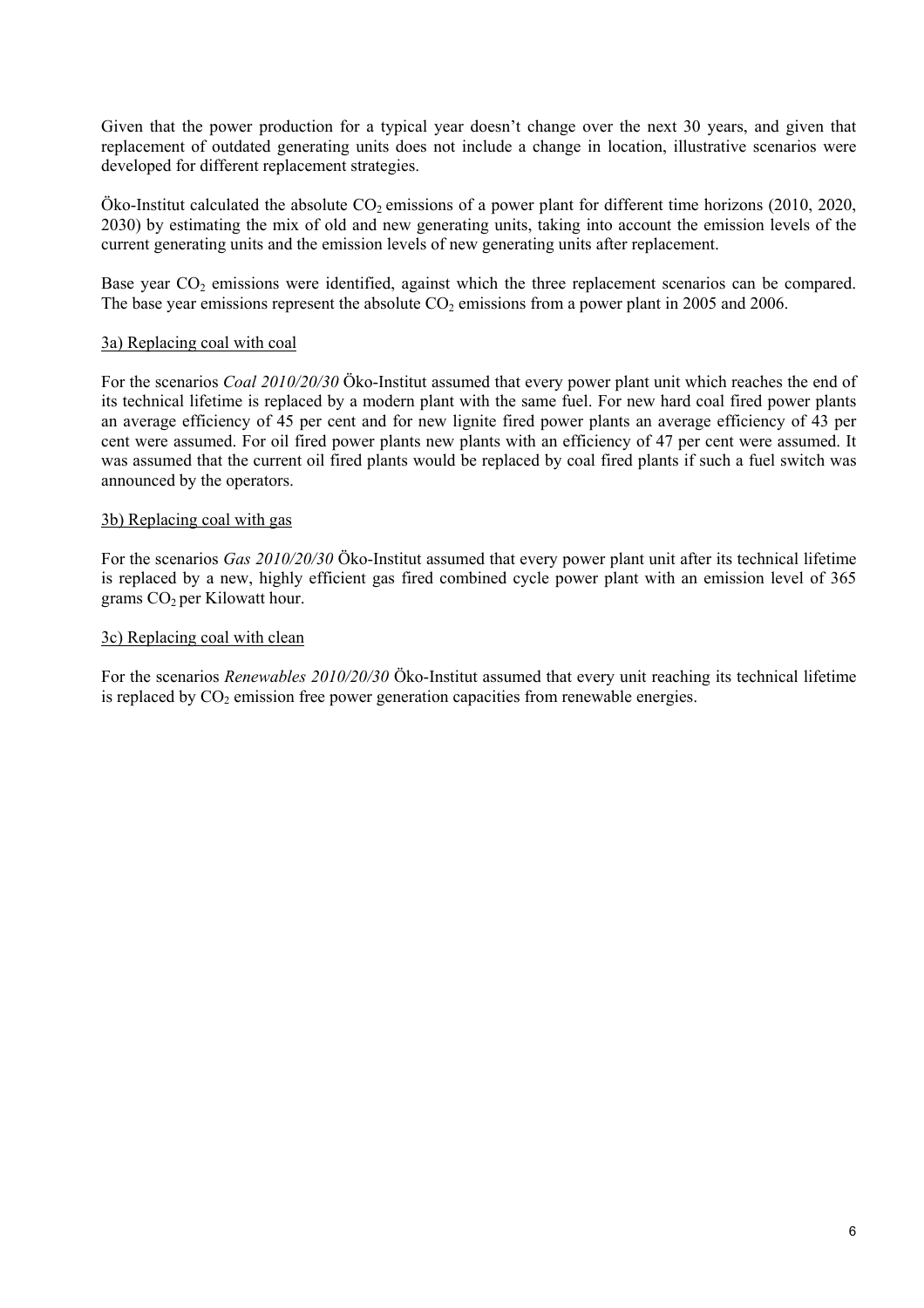Given that the power production for a typical year doesn't change over the next 30 years, and given that replacement of outdated generating units does not include a change in location, illustrative scenarios were developed for different replacement strategies.

Öko-Institut calculated the absolute $CO_2$ emissions of a power plant for different time horizons (2010, 2020, 2030) by estimating the mix of old and new generating units, taking into account the emission levels of the current generating units and the emission levels of new generating units after replacement.

Base year $CO_2$ emissions were identified, against which the three replacement scenarios can be compared. The base year emissions represent the absolute $CO_2$ emissions from a power plant in 2005 and 2006.

### 3a) Replacing coal with coal

For the scenarios *Coal 2010/20/30* Öko-Institut assumed that every power plant unit which reaches the end of its technical lifetime is replaced by a modern plant with the same fuel. For new hard coal fired power plants an average efficiency of 45 per cent and for new lignite fired power plants an average efficiency of 43 per cent were assumed. For oil fired power plants new plants with an efficiency of 47 per cent were assumed. It was assumed that the current oil fired plants would be replaced by coal fired plants if such a fuel switch was announced by the operators.

### 3b) Replacing coal with gas

For the scenarios *Gas 2010/20/30* Öko-Institut assumed that every power plant unit after its technical lifetime is replaced by a new, highly efficient gas fired combined cycle power plant with an emission level of 365 grams $CO_2$ per Kilowatt hour.

### 3c) Replacing coal with clean

For the scenarios *Renewables 2010/20/30* Öko-Institut assumed that every unit reaching its technical lifetime is replaced by $CO_2$ emission free power generation capacities from renewable energies.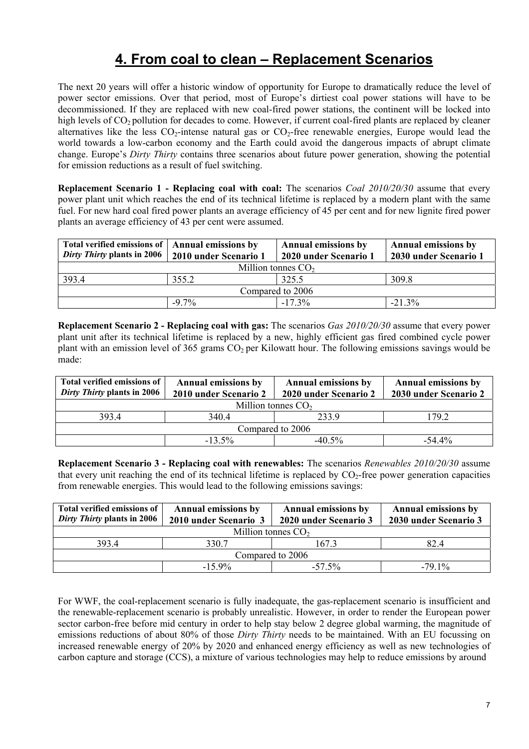# 4. From coal to clean – Replacement Scenarios

The next 20 years will offer a historic window of opportunity for Europe to dramatically reduce the level of power sector emissions. Over that period, most of Europe's dirtiest coal power stations will have to be decommissioned. If they are replaced with new coal-fired power stations, the continent will be locked into high levels of $CO_2$ pollution for decades to come. However, if current coal-fired plants are replaced by cleaner alternatives like the less $CO_2$-intense natural gas or $CO_2$-free renewable energies, Europe would lead the world towards a low-carbon economy and the Earth could avoid the dangerous impacts of abrupt climate change. Europe's *Dirty Thirty* contains three scenarios about future power generation, showing the potential for emission reductions as a result of fuel switching.

**Replacement Scenario 1 - Replacing coal with coal:** The scenarios *Coal 2010/20/30* assume that every power plant unit which reaches the end of its technical lifetime is replaced by a modern plant with the same fuel. For new hard coal fired power plants an average efficiency of 45 per cent and for new lignite fired power plants an average efficiency of 43 per cent were assumed.

| Total verified emissions of *Dirty Thirty* plants in 2006 | Annual emissions by 2010 under Scenario 1 | Annual emissions by 2020 under Scenario 1 | Annual emissions by 2030 under Scenario 1 |
|---|---|---|---|
| Million tonnes $CO_2$ | | | |
| 393.4 | 355.2 | 325.5 | 309.8 |
| Compared to 2006 | | | |
| | -9.7% | -17.3% | -21.3% |

**Replacement Scenario 2 - Replacing coal with gas:** The scenarios *Gas 2010/20/30* assume that every power plant unit after its technical lifetime is replaced by a new, highly efficient gas fired combined cycle power plant with an emission level of 365 grams $CO_2$ per Kilowatt hour. The following emissions savings would be made:

| Total verified emissions of *Dirty Thirty* plants in 2006 | Annual emissions by 2010 under Scenario 2 | Annual emissions by 2020 under Scenario 2 | Annual emissions by 2030 under Scenario 2 |
|---|---|---|---|
| Million tonnes $CO_2$ | | | |
| 393.4 | 340.4 | 233.9 | 179.2 |
| Compared to 2006 | | | |
| | -13.5% | -40.5% | -54.4% |

**Replacement Scenario 3 - Replacing coal with renewables:** The scenarios *Renewables 2010/20/30* assume that every unit reaching the end of its technical lifetime is replaced by $CO_2$-free power generation capacities from renewable energies. This would lead to the following emissions savings:

| Total verified emissions of *Dirty Thirty* plants in 2006 | Annual emissions by 2010 under Scenario 3 | Annual emissions by 2020 under Scenario 3 | Annual emissions by 2030 under Scenario 3 |
|---|---|---|---|
| Million tonnes $CO_2$ | | | |
| 393.4 | 330.7 | 167.3 | 82.4 |
| Compared to 2006 | | | |
| | -15.9% | -57.5% | -79.1% |

For WWF, the coal-replacement scenario is fully inadequate, the gas-replacement scenario is insufficient and the renewable-replacement scenario is probably unrealistic. However, in order to render the European power sector carbon-free before mid century in order to help stay below 2 degree global warming, the magnitude of emissions reductions of about 80% of those *Dirty Thirty* needs to be maintained. With an EU focussing on increased renewable energy of 20% by 2020 and enhanced energy efficiency as well as new technologies of carbon capture and storage (CCS), a mixture of various technologies may help to reduce emissions by around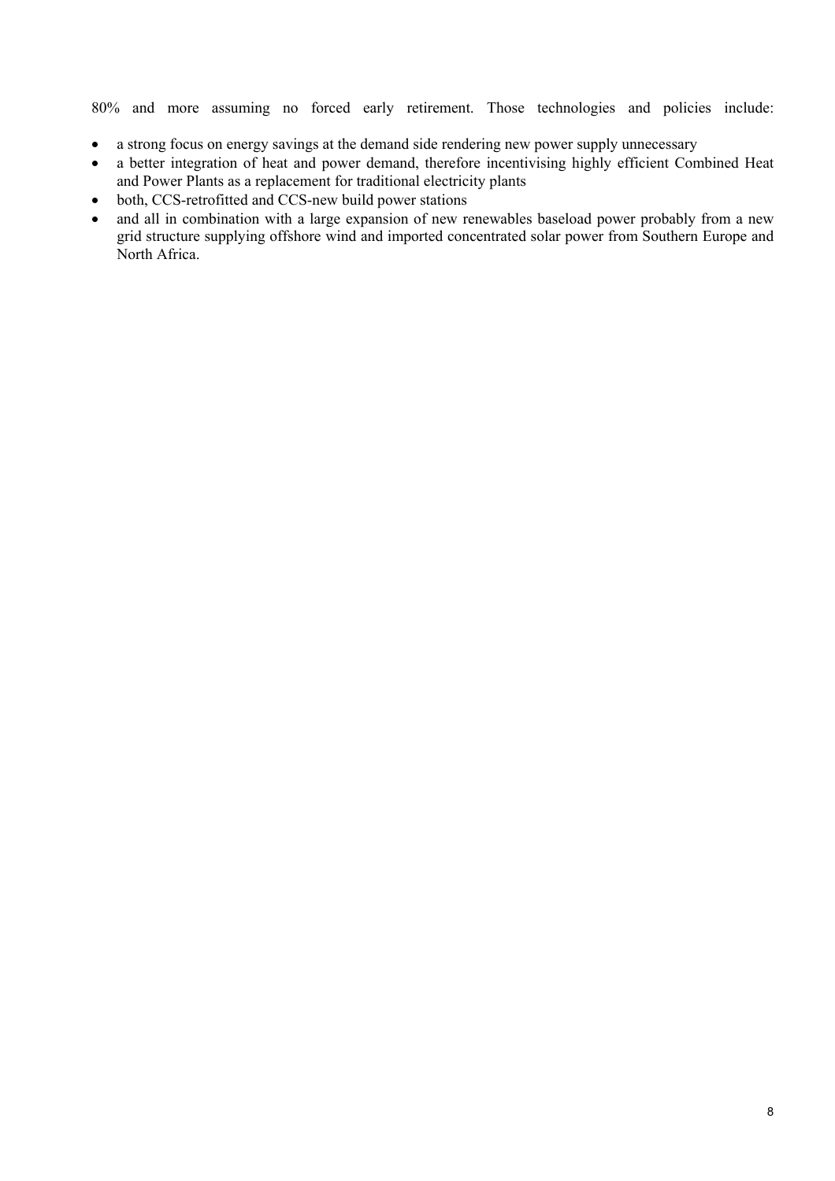80% and more assuming no forced early retirement. Those technologies and policies include:

- a strong focus on energy savings at the demand side rendering new power supply unnecessary
- a better integration of heat and power demand, therefore incentivising highly efficient Combined Heat and Power Plants as a replacement for traditional electricity plants
- both, CCS-retrofitted and CCS-new build power stations
- and all in combination with a large expansion of new renewables baseload power probably from a new grid structure supplying offshore wind and imported concentrated solar power from Southern Europe and North Africa.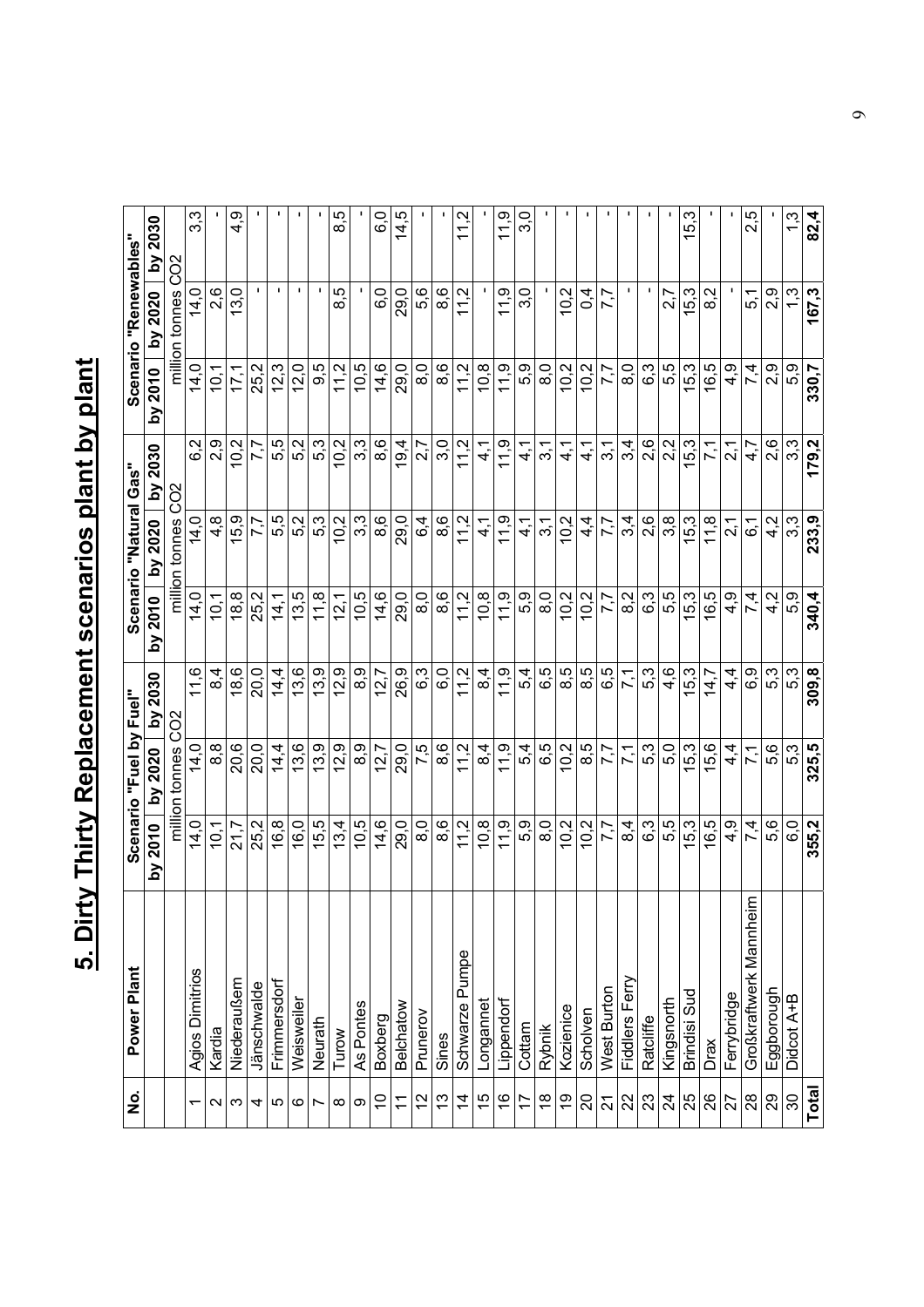# 5. Dirty Thirty Replacement scenarios plant by plant

| No. | Power Plant | Scenario "Fuel by Fuel" | | | Scenario "Natural Gas" | | | Scenario "Renewables" | | |
|---|---|---|---|---|---|---|---|---|---|---|
| | | by 2010 | by 2020 | by 2030 | by 2010 | by 2020 | by 2030 | by 2010 | by 2020 | by 2030 |
| | | million tonnes $CO_2$ | | | million tonnes $CO_2$ | | | million tonnes $CO_2$ | | |
| 1 | Agios Dimitrios | 14,0 | 14,0 | 11,6 | 14,0 | 14,0 | 6,2 | 14,0 | 14,0 | 3,3 |
| 2 | Kardia | 10,1 | 8,8 | 8,4 | 10,1 | 4,8 | 2,9 | 10,1 | 2,6 | - |
| 3 | Niederaußem | 21,7 | 20,6 | 18,6 | 18,8 | 15,9 | 10,2 | 17,1 | 13,0 | 4,9 |
| 4 | Jänschwalde | 25,2 | 20,0 | 20,0 | 25,2 | 7,7 | 7,7 | 25,2 | - | - |
| 5 | Frimmersdorf | 16,8 | 14,4 | 14,4 | 14,1 | 5,5 | 5,5 | 12,3 | - | - |
| 6 | Weisweiler | 16,0 | 13,6 | 13,6 | 13,5 | 5,2 | 5,2 | 12,0 | - | - |
| 7 | Neurath | 15,5 | 13,9 | 13,9 | 11,8 | 5,3 | 5,3 | 9,5 | - | - |
| 8 | Turow | 13,4 | 12,9 | 12,9 | 12,1 | 10,2 | 10,2 | 11,2 | 8,5 | 8,5 |
| 9 | As Pontes | 10,5 | 8,9 | 8,9 | 10,5 | 3,3 | 3,3 | 10,5 | - | - |
| 10 | Boxberg | 14,6 | 12,7 | 12,7 | 14,6 | 8,6 | 8,6 | 14,6 | 6,0 | 6,0 |
| 11 | Belchatow | 29,0 | 29,0 | 26,9 | 29,0 | 29,0 | 19,4 | 29,0 | 29,0 | 14,5 |
| 12 | Prunerov | 8,0 | 7,5 | 6,3 | 8,0 | 6,4 | 2,7 | 8,0 | 5,6 | - |
| 13 | Sines | 8,6 | 8,6 | 6,0 | 8,6 | 8,6 | 3,0 | 8,6 | 8,6 | - |
| 14 | Schwarze Pumpe | 11,2 | 11,2 | 11,2 | 11,2 | 11,2 | 11,2 | 11,2 | 11,2 | 11,2 |
| 15 | Longannet | 10,8 | 8,4 | 8,4 | 10,8 | 4,1 | 4,1 | 10,8 | - | - |
| 16 | Lippendorf | 11,9 | 11,9 | 11,9 | 11,9 | 11,9 | 11,9 | 11,9 | 11,9 | 11,9 |
| 17 | Cottam | 5,9 | 5,4 | 5,4 | 5,9 | 4,1 | 4,1 | 5,9 | 3,0 | 3,0 |
| 18 | Rybnik | 8,0 | 6,5 | 6,5 | 8,0 | 3,1 | 3,1 | 8,0 | - | - |
| 19 | Kozienice | 10,2 | 10,2 | 8,5 | 10,2 | 10,2 | 4,1 | 10,2 | 10,2 | - |
| 20 | Scholven | 10,2 | 8,5 | 8,5 | 10,2 | 4,4 | 4,1 | 10,2 | 0,4 | - |
| 21 | West Burton | 7,7 | 7,7 | 6,5 | 7,7 | 7,7 | 3,1 | 7,7 | 7,7 | - |
| 22 | Fiddlers Ferry | 8,4 | 7,1 | 7,1 | 8,2 | 3,4 | 3,4 | 8,0 | - | - |
| 23 | Ratcliffe | 6,3 | 5,3 | 5,3 | 6,3 | 2,6 | 2,6 | 6,3 | - | - |
| 24 | Kingsnorth | 5,5 | 5,0 | 4,6 | 5,5 | 3,8 | 2,2 | 5,5 | 2,7 | - |
| 25 | Brindisi Sud | 15,3 | 15,3 | 15,3 | 15,3 | 15,3 | 15,3 | 15,3 | 15,3 | 15,3 |
| 26 | Drax | 16,5 | 15,6 | 14,7 | 16,5 | 11,8 | 7,1 | 16,5 | 8,2 | - |
| 27 | Ferrybridge | 4,9 | 4,4 | 4,4 | 4,9 | 2,1 | 2,1 | 4,9 | - | - |
| 28 | Großkraftwerk Mannheim | 7,4 | 7,1 | 6,9 | 7,4 | 6,1 | 4,7 | 7,4 | 5,1 | 2,5 |
| 29 | Eggborough | 5,6 | 5,6 | 5,3 | 4,2 | 4,2 | 2,6 | 2,9 | 2,9 | - |
| 30 | Didcot A+B | 6,0 | 5,3 | 5,3 | 5,9 | 3,3 | 3,3 | 5,9 | 1,3 | 1,3 |
| **Total** | | **355,2** | **325,5** | **309,8** | **340,4** | **233,9** | **179,2** | **330,7** | **167,3** | **82,4** |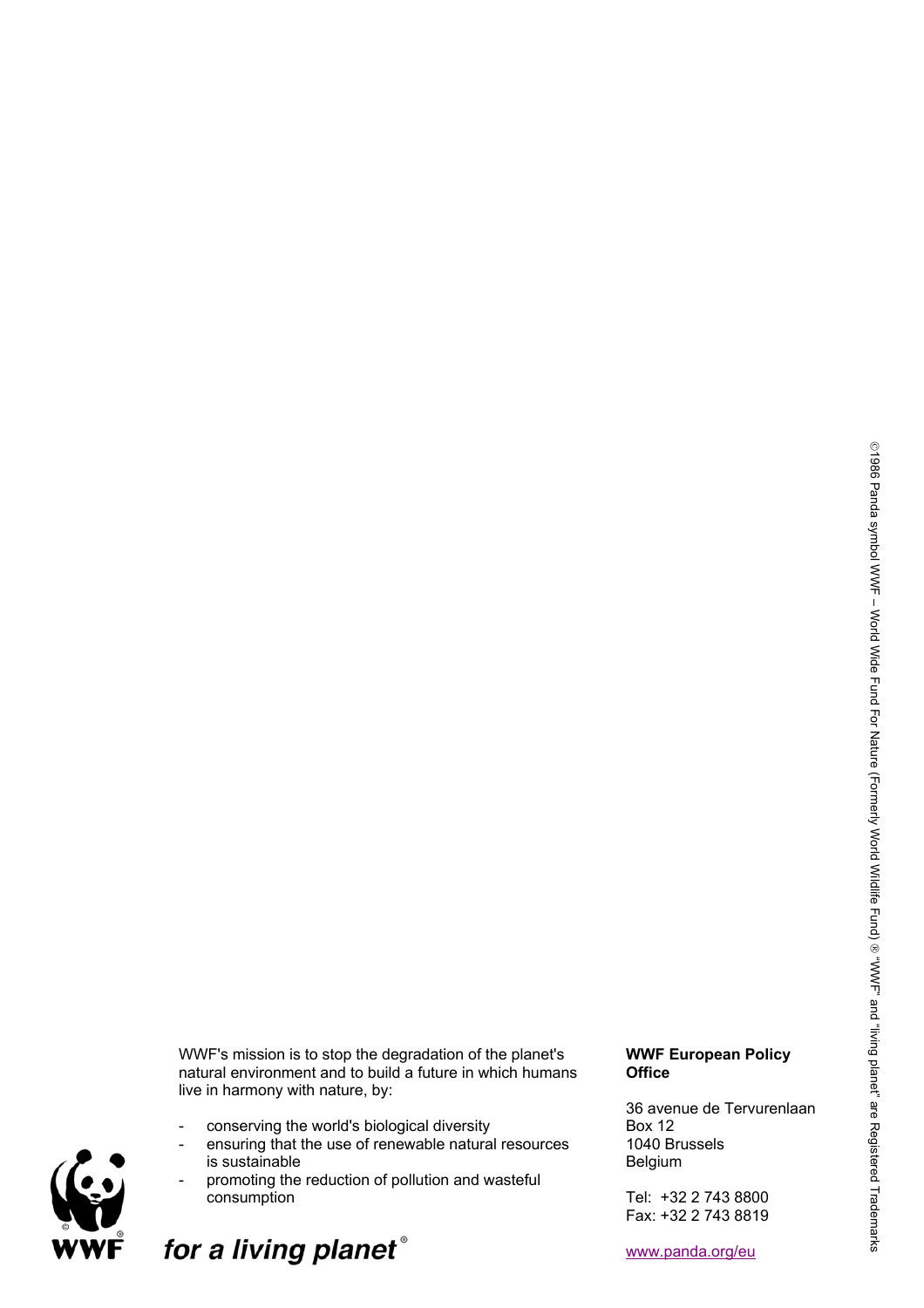WWF's mission is to stop the degradation of the planet's natural environment and to build a future in which humans live in harmony with nature, by:

- conserving the world's biological diversity
- ensuring that the use of renewable natural resources is sustainable
- promoting the reduction of pollution and wasteful consumption

WWF

*for a living planet*®

**WWF European Policy Office**

36 avenue de Tervurenlaan
Box 12
1040 Brussels
Belgium

Tel: +32 2 743 8800
Fax: +32 2 743 8819

www.panda.org/eu

©1986 Panda symbol WWF – World Wide Fund For Nature (Formerly World Wildlife Fund) ® "WWF" and "living planet" are Registered Trademarks